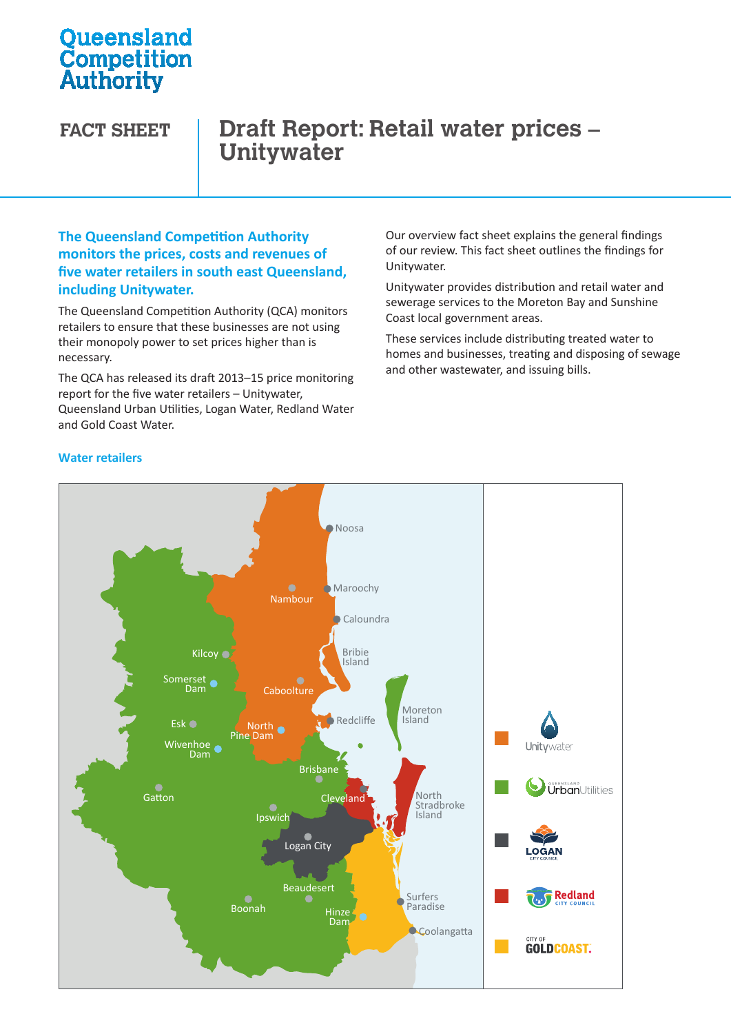Queensland Competition Authority

# FACT SHEET

# Draft Report: Retail water prices – Unitywater

**The Queensland Competition Authority monitors the prices, costs and revenues of five water retailers in south east Queensland, including Unitywater.**

The Queensland Competition Authority (QCA) monitors retailers to ensure that these businesses are not using their monopoly power to set prices higher than is necessary.

The QCA has released its draft 2013–15 price monitoring report for the five water retailers – Unitywater, Queensland Urban Utilities, Logan Water, Redland Water and Gold Coast Water.

Our overview fact sheet explains the general findings of our review. This fact sheet outlines the findings for Unitywater.

Unitywater provides distribution and retail water and sewerage services to the Moreton Bay and Sunshine Coast local government areas.

These services include distributing treated water to homes and businesses, treating and disposing of sewage and other wastewater, and issuing bills.

## Water retailers

Noosa, Maroochy, Nambour, Caloundra, Bribie Island, Kilcoy, Somerset Dam, Caboolture, Moreton Island, Esk, North Pine Dam, Redcliffe, Wivenhoe Dam, Brisbane, Gatton, Cleveland, North Stradbroke Island, Ipswich, Logan City, Beaudesert, Surfers Paradise, Boonah, Hinze Dam, Coolangatta

- Unitywater
- Queensland Urban Utilities
- Logan City Council
- Redland City Council
- City of Gold Coast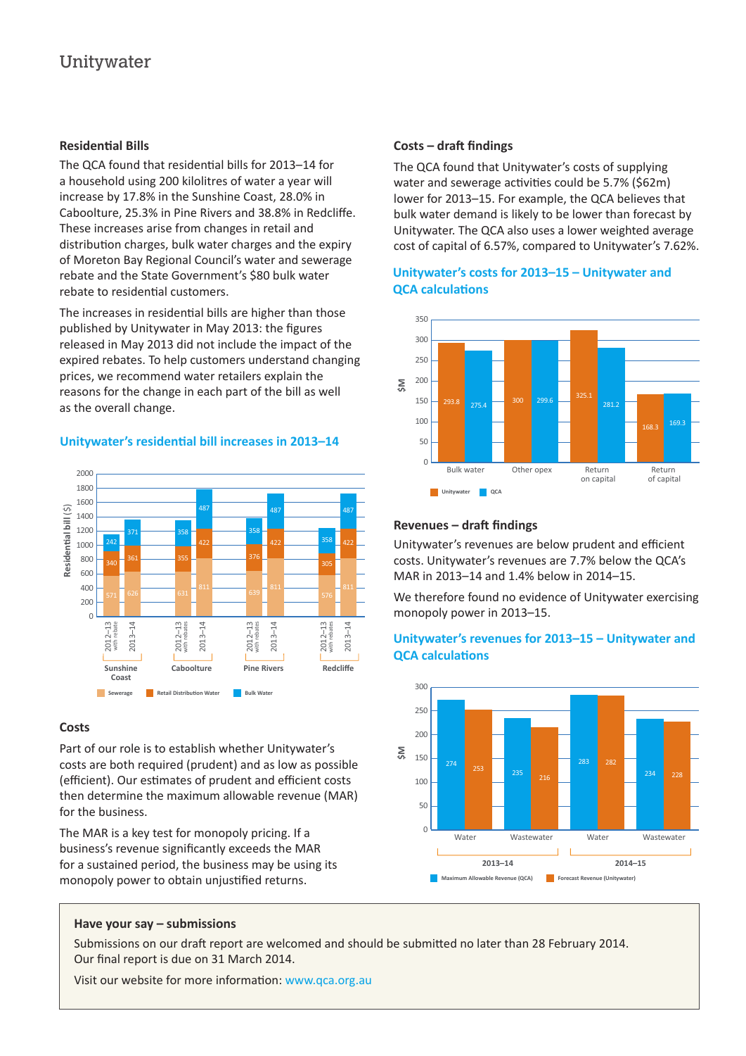# Unitywater

## Residential Bills

The QCA found that residential bills for 2013–14 for a household using 200 kilolitres of water a year will increase by 17.8% in the Sunshine Coast, 28.0% in Caboolture, 25.3% in Pine Rivers and 38.8% in Redcliffe. These increases arise from changes in retail and distribution charges, bulk water charges and the expiry of Moreton Bay Regional Council's water and sewerage rebate and the State Government's $80 bulk water rebate to residential customers.

The increases in residential bills are higher than those published by Unitywater in May 2013: the figures released in May 2013 did not include the impact of the expired rebates. To help customers understand changing prices, we recommend water retailers explain the reasons for the change in each part of the bill as well as the overall change.

### Unitywater's residential bill increases in 2013–14

Residential bill ($)

2000
1800
1600
1400
1200
1000
800
600
400
200
0

Sunshine Coast: 2012–13 with rebate: 571, 340, 242; 2013–14: 626, 361, 371

Caboolture: 2012–13 with rebates: 631, 355, 358; 2013–14: 811, 422, 487

Pine Rivers: 2012–13 with rebates: 639, 376, 358; 2013–14: 811, 422, 487

Redcliffe: 2012–13 with rebates: 576, 305, 358; 2013–14: 811, 422, 487

Sewerage | Retail Distribution Water | Bulk Water

## Costs

Part of our role is to establish whether Unitywater's costs are both required (prudent) and as low as possible (efficient). Our estimates of prudent and efficient costs then determine the maximum allowable revenue (MAR) for the business.

The MAR is a key test for monopoly pricing. If a business's revenue significantly exceeds the MAR for a sustained period, the business may be using its monopoly power to obtain unjustified returns.

## Costs – draft findings

The QCA found that Unitywater's costs of supplying water and sewerage activities could be 5.7% ($62m) lower for 2013–15. For example, the QCA believes that bulk water demand is likely to be lower than forecast by Unitywater. The QCA also uses a lower weighted average cost of capital of 6.57%, compared to Unitywater's 7.62%.

### Unitywater's costs for 2013–15 – Unitywater and QCA calculations

$M

350
300
250
200
150
100
50
0

Bulk water: 293.8, 275.4
Other opex: 300, 299.6
Return on capital: 325.1, 281.2
Return of capital: 168.3, 169.3

Unitywater | QCA

## Revenues – draft findings

Unitywater's revenues are below prudent and efficient costs. Unitywater's revenues are 7.7% below the QCA's MAR in 2013–14 and 1.4% below in 2014–15.

We therefore found no evidence of Unitywater exercising monopoly power in 2013–15.

### Unitywater's revenues for 2013–15 – Unitywater and QCA calculations

$M

300
250
200
150
100
50
0

2013–14: Water: 274, 253; Wastewater: 235, 216
2014–15: Water: 283, 282; Wastewater: 234, 228

Maximum Allowable Revenue (QCA) | Forecast Revenue (Unitywater)

---

**Have your say – submissions**

Submissions on our draft report are welcomed and should be submitted no later than 28 February 2014.
Our final report is due on 31 March 2014.

Visit our website for more information: www.qca.org.au